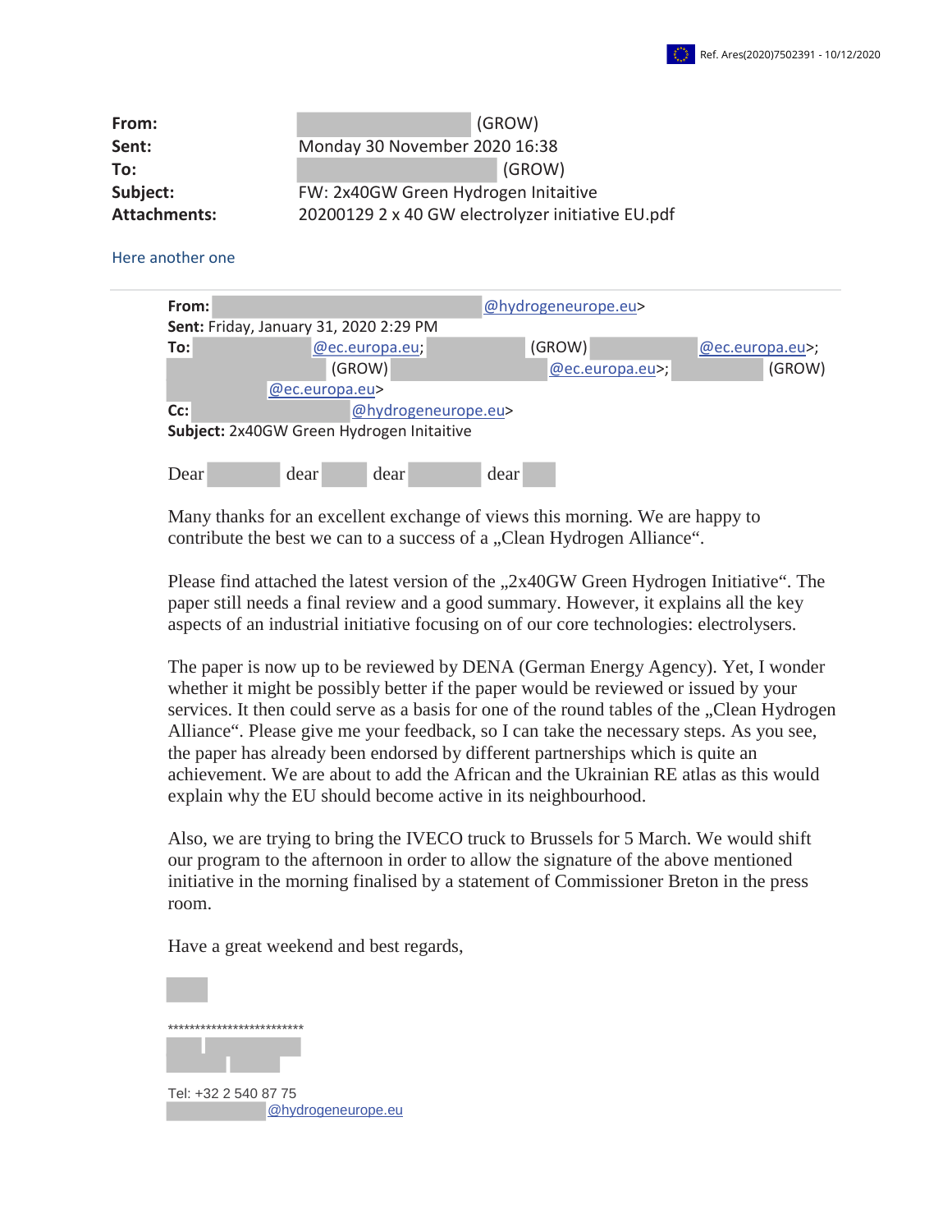Ref. Ares(2020)7502391 - 10/12/2020

**From:** (GROW)
**Sent:** Monday 30 November 2020 16:38
**To:** (GROW)
**Subject:** FW: 2x40GW Green Hydrogen Initaitive
**Attachments:** 20200129 2 x 40 GW electrolyzer initiative EU.pdf

Here another one

---

**From:** @hydrogeneurope.eu>
**Sent:** Friday, January 31, 2020 2:29 PM
**To:** @ec.europa.eu; (GROW) @ec.europa.eu>; (GROW) @ec.europa.eu>; (GROW) @ec.europa.eu>
**Cc:** @hydrogeneurope.eu>
**Subject:** 2x40GW Green Hydrogen Initaitive

Dear dear dear dear

Many thanks for an excellent exchange of views this morning. We are happy to contribute the best we can to a success of a „Clean Hydrogen Alliance“.

Please find attached the latest version of the „2x40GW Green Hydrogen Initiative“. The paper still needs a final review and a good summary. However, it explains all the key aspects of an industrial initiative focusing on of our core technologies: electrolysers.

The paper is now up to be reviewed by DENA (German Energy Agency). Yet, I wonder whether it might be possibly better if the paper would be reviewed or issued by your services. It then could serve as a basis for one of the round tables of the „Clean Hydrogen Alliance“. Please give me your feedback, so I can take the necessary steps. As you see, the paper has already been endorsed by different partnerships which is quite an achievement. We are about to add the African and the Ukrainian RE atlas as this would explain why the EU should become active in its neighbourhood.

Also, we are trying to bring the IVECO truck to Brussels for 5 March. We would shift our program to the afternoon in order to allow the signature of the above mentioned initiative in the morning finalised by a statement of Commissioner Breton in the press room.

Have a great weekend and best regards,

*************************

Tel: +32 2 540 87 75
@hydrogeneurope.eu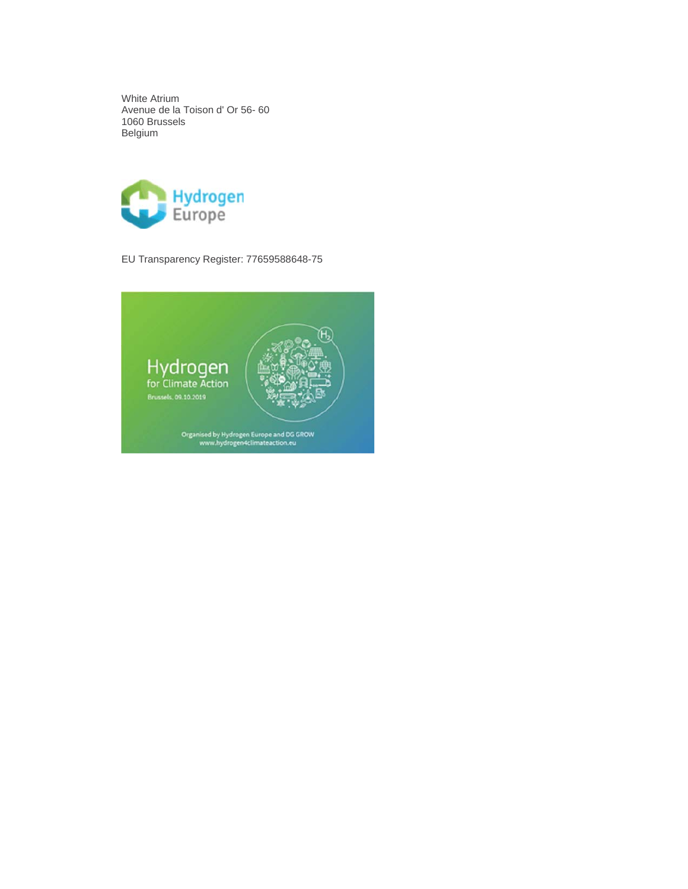White Atrium
Avenue de la Toison d' Or 56- 60
1060 Brussels
Belgium

Hydrogen Europe

EU Transparency Register: 77659588648-75

Hydrogen for Climate Action
Brussels, 09.10.2019

Organised by Hydrogen Europe and DG GROW
www.hydrogen4climateaction.eu